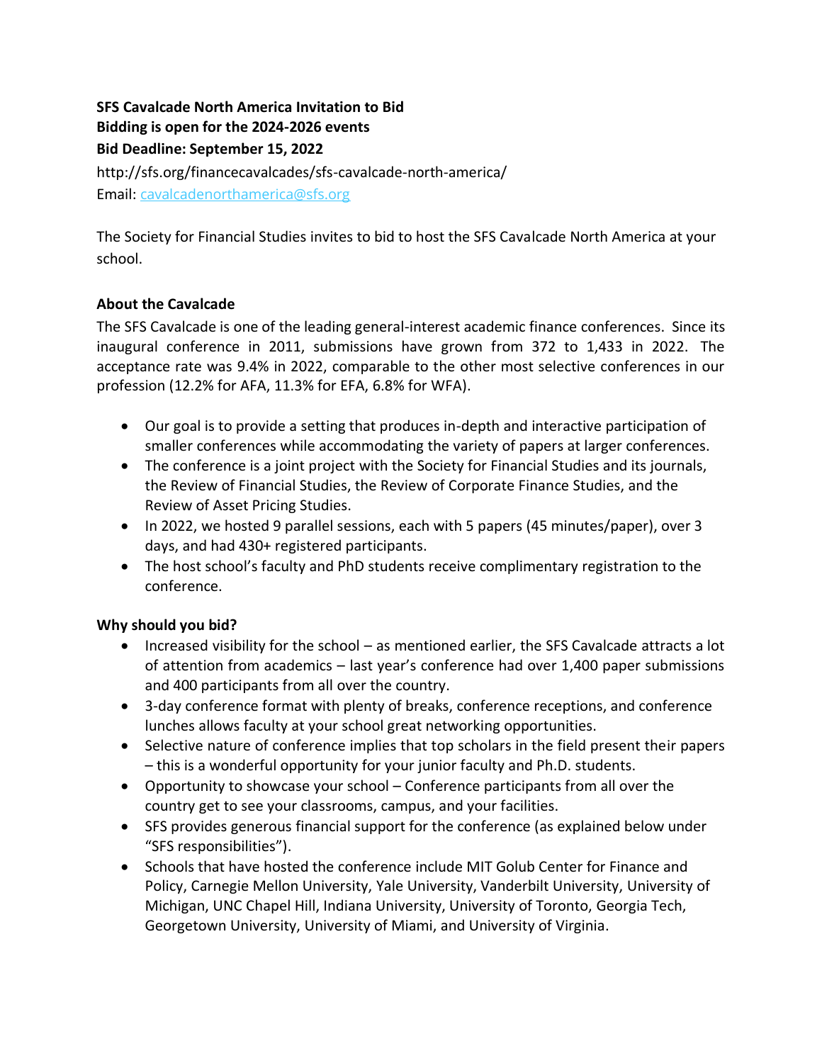**SFS Cavalcade North America Invitation to Bid**
**Bidding is open for the 2024-2026 events**
**Bid Deadline: September 15, 2022**

http://sfs.org/financecavalcades/sfs-cavalcade-north-america/
Email: cavalcadenorthamerica@sfs.org

The Society for Financial Studies invites to bid to host the SFS Cavalcade North America at your school.

## About the Cavalcade

The SFS Cavalcade is one of the leading general-interest academic finance conferences. Since its inaugural conference in 2011, submissions have grown from 372 to 1,433 in 2022. The acceptance rate was 9.4% in 2022, comparable to the other most selective conferences in our profession (12.2% for AFA, 11.3% for EFA, 6.8% for WFA).

- Our goal is to provide a setting that produces in-depth and interactive participation of smaller conferences while accommodating the variety of papers at larger conferences.
- The conference is a joint project with the Society for Financial Studies and its journals, the Review of Financial Studies, the Review of Corporate Finance Studies, and the Review of Asset Pricing Studies.
- In 2022, we hosted 9 parallel sessions, each with 5 papers (45 minutes/paper), over 3 days, and had 430+ registered participants.
- The host school's faculty and PhD students receive complimentary registration to the conference.

## Why should you bid?

- Increased visibility for the school – as mentioned earlier, the SFS Cavalcade attracts a lot of attention from academics – last year's conference had over 1,400 paper submissions and 400 participants from all over the country.
- 3-day conference format with plenty of breaks, conference receptions, and conference lunches allows faculty at your school great networking opportunities.
- Selective nature of conference implies that top scholars in the field present their papers – this is a wonderful opportunity for your junior faculty and Ph.D. students.
- Opportunity to showcase your school – Conference participants from all over the country get to see your classrooms, campus, and your facilities.
- SFS provides generous financial support for the conference (as explained below under "SFS responsibilities").
- Schools that have hosted the conference include MIT Golub Center for Finance and Policy, Carnegie Mellon University, Yale University, Vanderbilt University, University of Michigan, UNC Chapel Hill, Indiana University, University of Toronto, Georgia Tech, Georgetown University, University of Miami, and University of Virginia.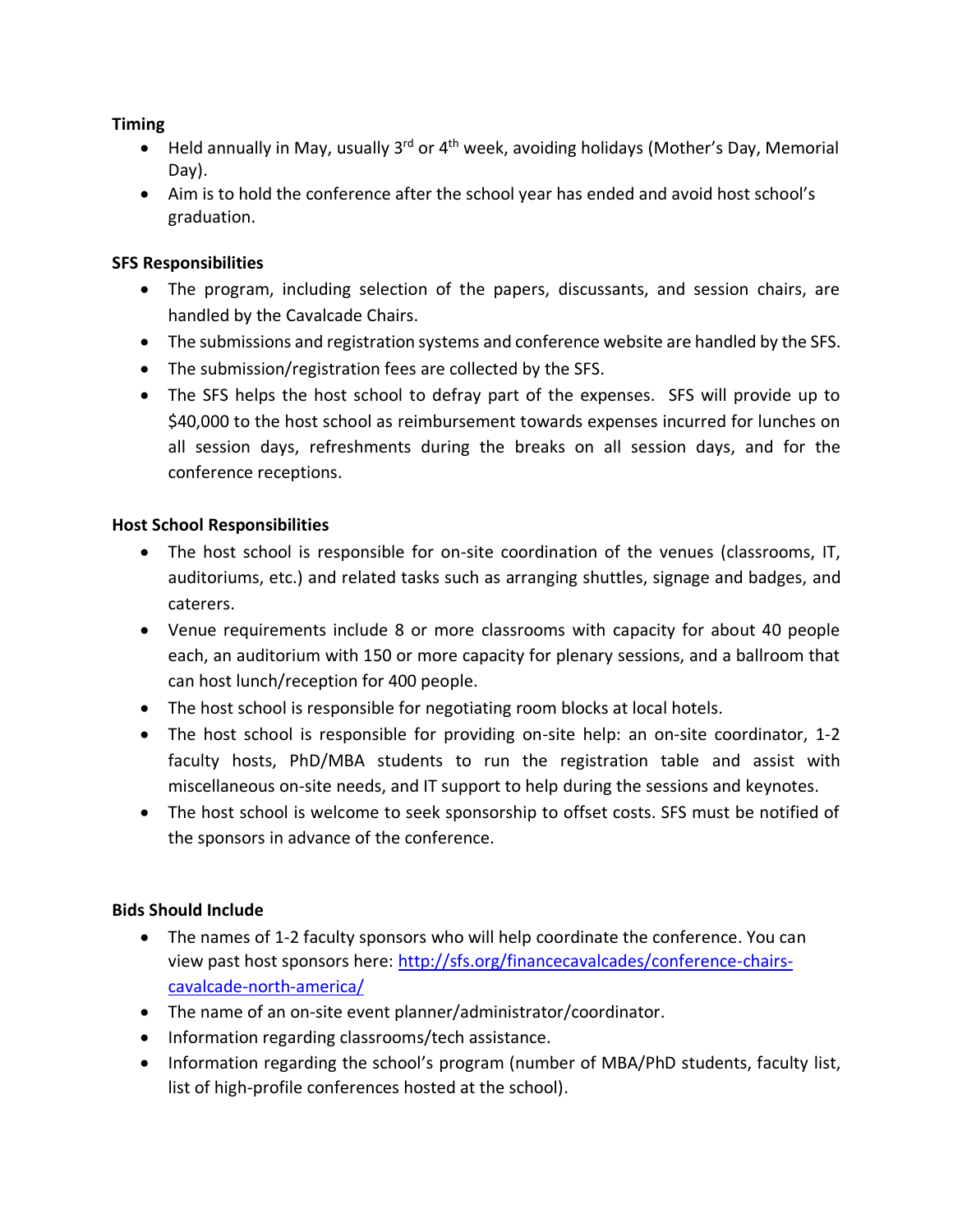**Timing**

- Held annually in May, usually 3rd or 4th week, avoiding holidays (Mother's Day, Memorial Day).
- Aim is to hold the conference after the school year has ended and avoid host school's graduation.

**SFS Responsibilities**

- The program, including selection of the papers, discussants, and session chairs, are handled by the Cavalcade Chairs.
- The submissions and registration systems and conference website are handled by the SFS.
- The submission/registration fees are collected by the SFS.
- The SFS helps the host school to defray part of the expenses. SFS will provide up to $40,000 to the host school as reimbursement towards expenses incurred for lunches on all session days, refreshments during the breaks on all session days, and for the conference receptions.

**Host School Responsibilities**

- The host school is responsible for on-site coordination of the venues (classrooms, IT, auditoriums, etc.) and related tasks such as arranging shuttles, signage and badges, and caterers.
- Venue requirements include 8 or more classrooms with capacity for about 40 people each, an auditorium with 150 or more capacity for plenary sessions, and a ballroom that can host lunch/reception for 400 people.
- The host school is responsible for negotiating room blocks at local hotels.
- The host school is responsible for providing on-site help: an on-site coordinator, 1-2 faculty hosts, PhD/MBA students to run the registration table and assist with miscellaneous on-site needs, and IT support to help during the sessions and keynotes.
- The host school is welcome to seek sponsorship to offset costs. SFS must be notified of the sponsors in advance of the conference.

**Bids Should Include**

- The names of 1-2 faculty sponsors who will help coordinate the conference. You can view past host sponsors here: [http://sfs.org/financecavalcades/conference-chairs-cavalcade-north-america/](http://sfs.org/financecavalcades/conference-chairs-cavalcade-north-america/)
- The name of an on-site event planner/administrator/coordinator.
- Information regarding classrooms/tech assistance.
- Information regarding the school's program (number of MBA/PhD students, faculty list, list of high-profile conferences hosted at the school).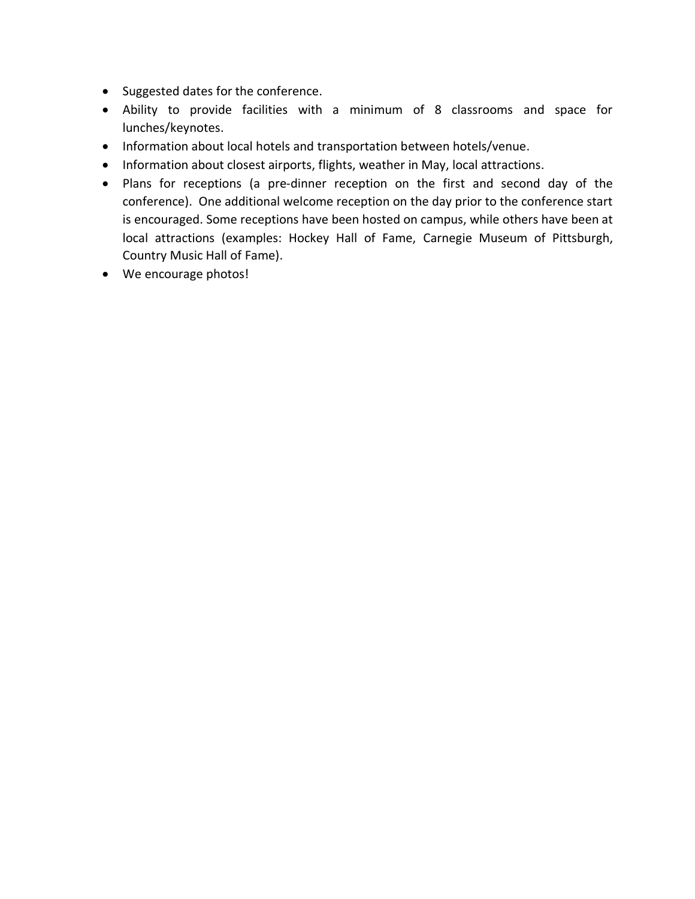- Suggested dates for the conference.
- Ability to provide facilities with a minimum of 8 classrooms and space for lunches/keynotes.
- Information about local hotels and transportation between hotels/venue.
- Information about closest airports, flights, weather in May, local attractions.
- Plans for receptions (a pre-dinner reception on the first and second day of the conference). One additional welcome reception on the day prior to the conference start is encouraged. Some receptions have been hosted on campus, while others have been at local attractions (examples: Hockey Hall of Fame, Carnegie Museum of Pittsburgh, Country Music Hall of Fame).
- We encourage photos!